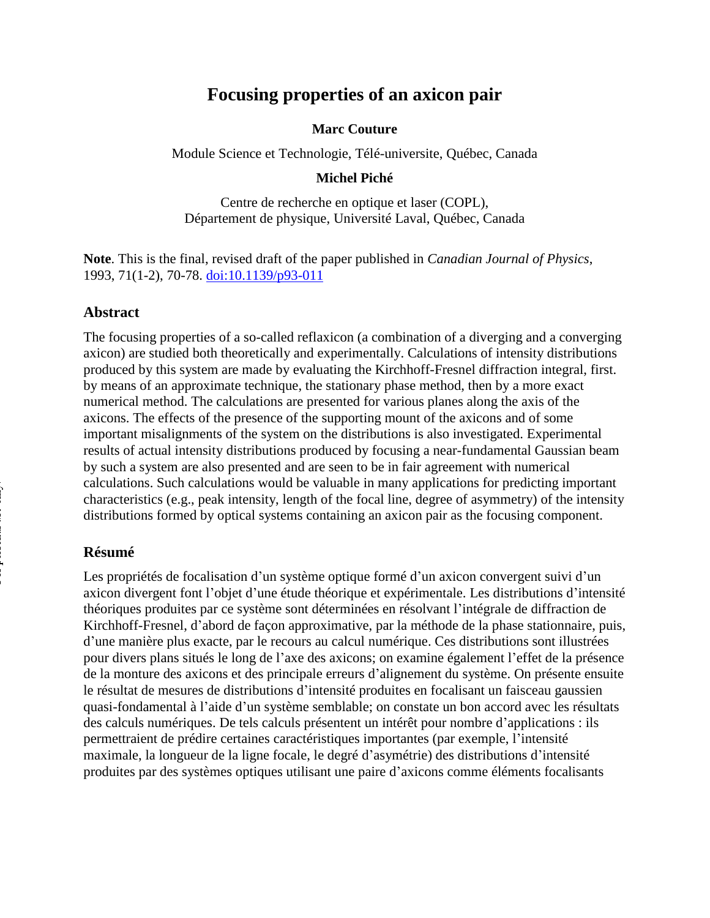# Focusing properties of an axicon pair

**Marc Couture**

Module Science et Technologie, Télé-universite, Québec, Canada

**Michel Piché**

Centre de recherche en optique et laser (COPL),
Département de physique, Université Laval, Québec, Canada

**Note**. This is the final, revised draft of the paper published in *Canadian Journal of Physics*, 1993, 71(1-2), 70-78. doi:10.1139/p93-011

## Abstract

The focusing properties of a so-called reflaxicon (a combination of a diverging and a converging axicon) are studied both theoretically and experimentally. Calculations of intensity distributions produced by this system are made by evaluating the Kirchhoff-Fresnel diffraction integral, first. by means of an approximate technique, the stationary phase method, then by a more exact numerical method. The calculations are presented for various planes along the axis of the axicons. The effects of the presence of the supporting mount of the axicons and of some important misalignments of the system on the distributions is also investigated. Experimental results of actual intensity distributions produced by focusing a near-fundamental Gaussian beam by such a system are also presented and are seen to be in fair agreement with numerical calculations. Such calculations would be valuable in many applications for predicting important characteristics (e.g., peak intensity, length of the focal line, degree of asymmetry) of the intensity distributions formed by optical systems containing an axicon pair as the focusing component.

## Résumé

Les propriétés de focalisation d'un système optique formé d'un axicon convergent suivi d'un axicon divergent font l'objet d'une étude théorique et expérimentale. Les distributions d'intensité théoriques produites par ce système sont déterminées en résolvant l'intégrale de diffraction de Kirchhoff-Fresnel, d'abord de façon approximative, par la méthode de la phase stationnaire, puis, d'une manière plus exacte, par le recours au calcul numérique. Ces distributions sont illustrées pour divers plans situés le long de l'axe des axicons; on examine également l'effet de la présence de la monture des axicons et des principale erreurs d'alignement du système. On présente ensuite le résultat de mesures de distributions d'intensité produites en focalisant un faisceau gaussien quasi-fondamental à l'aide d'un système semblable; on constate un bon accord avec les résultats des calculs numériques. De tels calculs présentent un intérêt pour nombre d'applications : ils permettraient de prédire certaines caractéristiques importantes (par exemple, l'intensité maximale, la longueur de la ligne focale, le degré d'asymétrie) des distributions d'intensité produites par des systèmes optiques utilisant une paire d'axicons comme éléments focalisants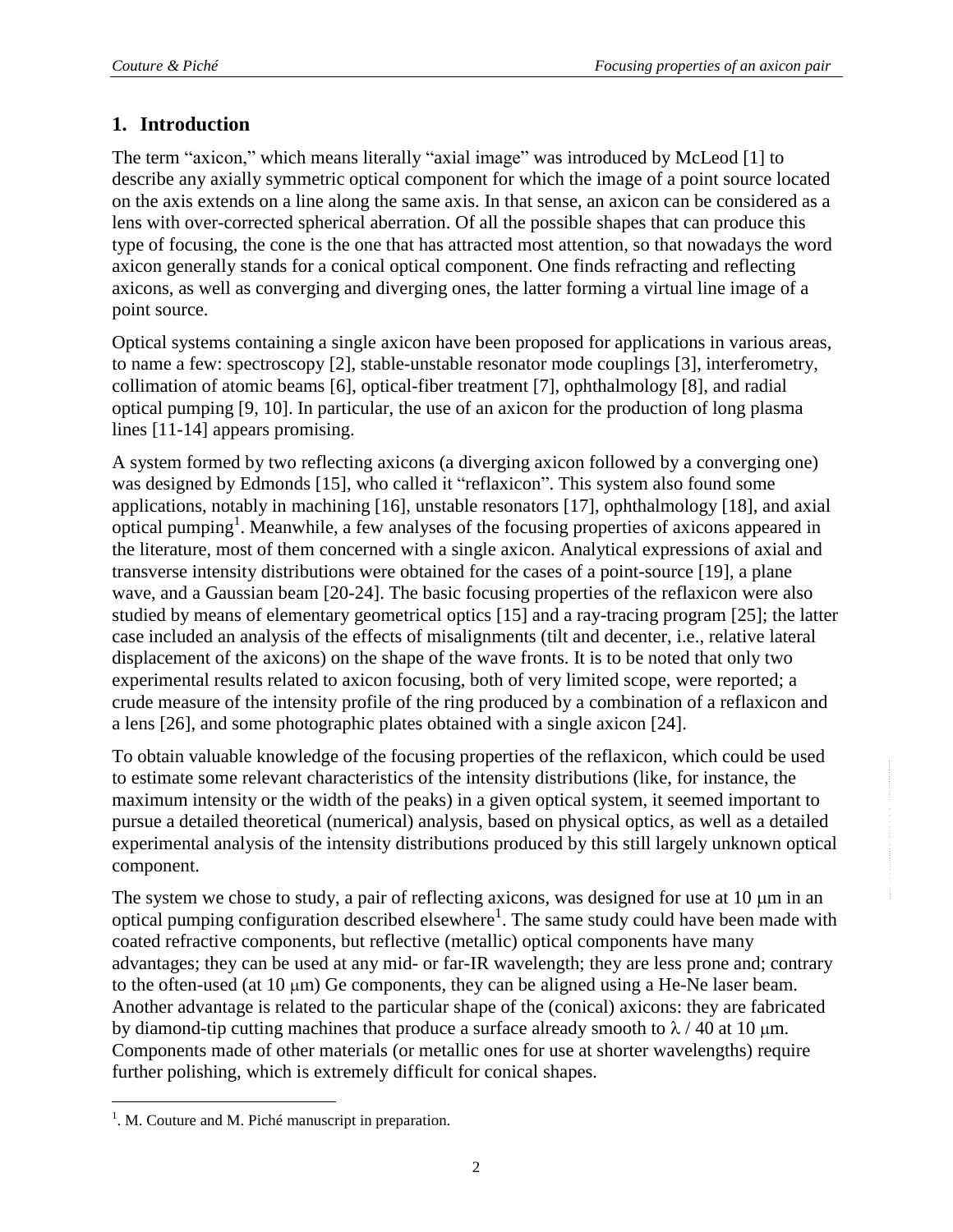## 1. Introduction

The term "axicon," which means literally "axial image" was introduced by McLeod [1] to describe any axially symmetric optical component for which the image of a point source located on the axis extends on a line along the same axis. In that sense, an axicon can be considered as a lens with over-corrected spherical aberration. Of all the possible shapes that can produce this type of focusing, the cone is the one that has attracted most attention, so that nowadays the word axicon generally stands for a conical optical component. One finds refracting and reflecting axicons, as well as converging and diverging ones, the latter forming a virtual line image of a point source.

Optical systems containing a single axicon have been proposed for applications in various areas, to name a few: spectroscopy [2], stable-unstable resonator mode couplings [3], interferometry, collimation of atomic beams [6], optical-fiber treatment [7], ophthalmology [8], and radial optical pumping [9, 10]. In particular, the use of an axicon for the production of long plasma lines [11-14] appears promising.

A system formed by two reflecting axicons (a diverging axicon followed by a converging one) was designed by Edmonds [15], who called it "reflaxicon". This system also found some applications, notably in machining [16], unstable resonators [17], ophthalmology [18], and axial optical pumping[1]. Meanwhile, a few analyses of the focusing properties of axicons appeared in the literature, most of them concerned with a single axicon. Analytical expressions of axial and transverse intensity distributions were obtained for the cases of a point-source [19], a plane wave, and a Gaussian beam [20-24]. The basic focusing properties of the reflaxicon were also studied by means of elementary geometrical optics [15] and a ray-tracing program [25]; the latter case included an analysis of the effects of misalignments (tilt and decenter, i.e., relative lateral displacement of the axicons) on the shape of the wave fronts. It is to be noted that only two experimental results related to axicon focusing, both of very limited scope, were reported; a crude measure of the intensity profile of the ring produced by a combination of a reflaxicon and a lens [26], and some photographic plates obtained with a single axicon [24].

To obtain valuable knowledge of the focusing properties of the reflaxicon, which could be used to estimate some relevant characteristics of the intensity distributions (like, for instance, the maximum intensity or the width of the peaks) in a given optical system, it seemed important to pursue a detailed theoretical (numerical) analysis, based on physical optics, as well as a detailed experimental analysis of the intensity distributions produced by this still largely unknown optical component.

The system we chose to study, a pair of reflecting axicons, was designed for use at 10 μm in an optical pumping configuration described elsewhere[1]. The same study could have been made with coated refractive components, but reflective (metallic) optical components have many advantages; they can be used at any mid- or far-IR wavelength; they are less prone and; contrary to the often-used (at 10 μm) Ge components, they can be aligned using a He-Ne laser beam. Another advantage is related to the particular shape of the (conical) axicons: they are fabricated by diamond-tip cutting machines that produce a surface already smooth to $\lambda$ / 40 at 10 μm. Components made of other materials (or metallic ones for use at shorter wavelengths) require further polishing, which is extremely difficult for conical shapes.

[1]. M. Couture and M. Piché manuscript in preparation.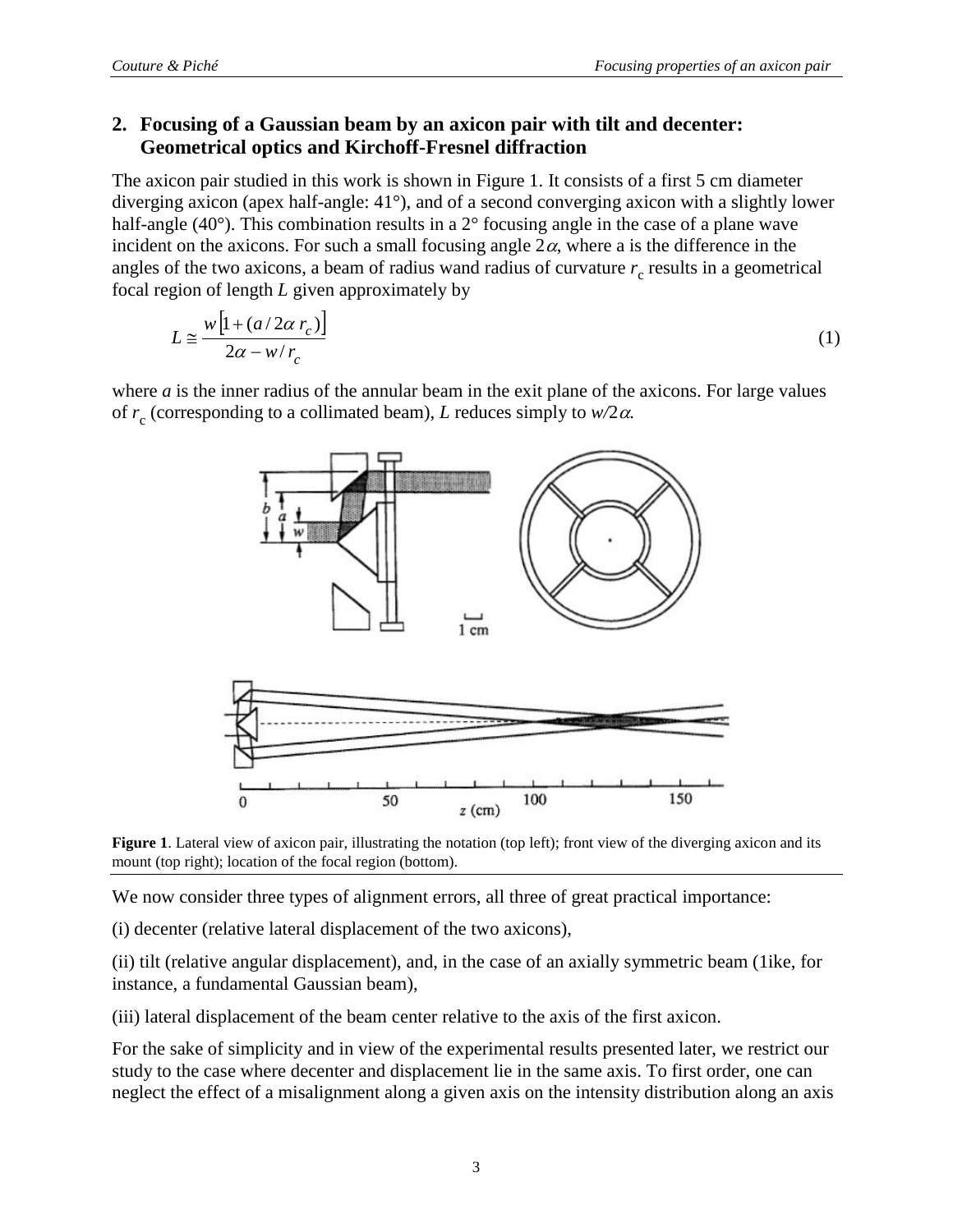## 2. Focusing of a Gaussian beam by an axicon pair with tilt and decenter: Geometrical optics and Kirchoff-Fresnel diffraction

The axicon pair studied in this work is shown in Figure 1. It consists of a first 5 cm diameter diverging axicon (apex half-angle: 41°), and of a second converging axicon with a slightly lower half-angle (40°). This combination results in a 2° focusing angle in the case of a plane wave incident on the axicons. For such a small focusing angle $2\alpha$, where a is the difference in the angles of the two axicons, a beam of radius wand radius of curvature $r_c$ results in a geometrical focal region of length $L$ given approximately by

$$L \cong \frac{w\left[1+(a/2\alpha\, r_c)\right]}{2\alpha - w/r_c} \tag{1}$$

where $a$ is the inner radius of the annular beam in the exit plane of the axicons. For large values of $r_c$ (corresponding to a collimated beam), $L$ reduces simply to $w/2\alpha$.

**Figure 1**. Lateral view of axicon pair, illustrating the notation (top left); front view of the diverging axicon and its mount (top right); location of the focal region (bottom).

We now consider three types of alignment errors, all three of great practical importance:

(i) decenter (relative lateral displacement of the two axicons),

(ii) tilt (relative angular displacement), and, in the case of an axially symmetric beam (1ike, for instance, a fundamental Gaussian beam),

(iii) lateral displacement of the beam center relative to the axis of the first axicon.

For the sake of simplicity and in view of the experimental results presented later, we restrict our study to the case where decenter and displacement lie in the same axis. To first order, one can neglect the effect of a misalignment along a given axis on the intensity distribution along an axis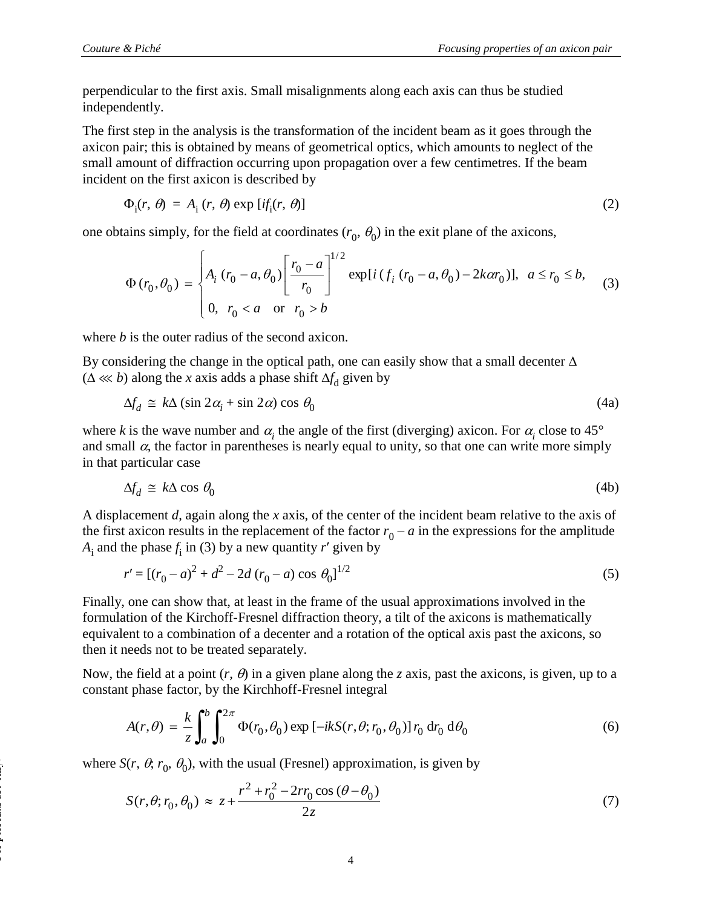perpendicular to the first axis. Small misalignments along each axis can thus be studied independently.

The first step in the analysis is the transformation of the incident beam as it goes through the axicon pair; this is obtained by means of geometrical optics, which amounts to neglect of the small amount of diffraction occurring upon propagation over a few centimetres. If the beam incident on the first axicon is described by

$$\Phi_i(r, \theta) = A_i(r, \theta) \exp[i f_i(r, \theta)] \tag{2}$$

one obtains simply, for the field at coordinates $(r_0, \theta_0)$ in the exit plane of the axicons,

$$\Phi(r_0, \theta_0) = \begin{cases} A_i(r_0 - a, \theta_0) \left[ \dfrac{r_0 - a}{r_0} \right]^{1/2} \exp[i(f_i(r_0 - a, \theta_0) - 2k\alpha r_0)], & a \le r_0 \le b, \\ 0, \quad r_0 < a \quad \text{or} \quad r_0 > b \end{cases} \tag{3}$$

where $b$ is the outer radius of the second axicon.

By considering the change in the optical path, one can easily show that a small decenter $\Delta$ ($\Delta \lll b$) along the $x$ axis adds a phase shift $\Delta f_d$ given by

$$\Delta f_d \cong k\Delta (\sin 2\alpha_i + \sin 2\alpha) \cos \theta_0 \tag{4a}$$

where $k$ is the wave number and $\alpha_i$ the angle of the first (diverging) axicon. For $\alpha_i$ close to 45° and small $\alpha$, the factor in parentheses is nearly equal to unity, so that one can write more simply in that particular case

$$\Delta f_d \cong k\Delta \cos \theta_0 \tag{4b}$$

A displacement $d$, again along the $x$ axis, of the center of the incident beam relative to the axis of the first axicon results in the replacement of the factor $r_0 - a$ in the expressions for the amplitude $A_i$ and the phase $f_i$ in (3) by a new quantity $r'$ given by

$$r' = [(r_0 - a)^2 + d^2 - 2d(r_0 - a)\cos \theta_0]^{1/2} \tag{5}$$

Finally, one can show that, at least in the frame of the usual approximations involved in the formulation of the Kirchoff-Fresnel diffraction theory, a tilt of the axicons is mathematically equivalent to a combination of a decenter and a rotation of the optical axis past the axicons, so then it needs not to be treated separately.

Now, the field at a point $(r, \theta)$ in a given plane along the $z$ axis, past the axicons, is given, up to a constant phase factor, by the Kirchhoff-Fresnel integral

$$A(r, \theta) = \frac{k}{z} \int_a^b \int_0^{2\pi} \Phi(r_0, \theta_0) \exp[-ikS(r, \theta; r_0, \theta_0)]\, r_0 \, dr_0 \, d\theta_0 \tag{6}$$

where $S(r, \theta; r_0, \theta_0)$, with the usual (Fresnel) approximation, is given by

$$S(r, \theta; r_0, \theta_0) \approx z + \frac{r^2 + r_0^2 - 2rr_0 \cos(\theta - \theta_0)}{2z} \tag{7}$$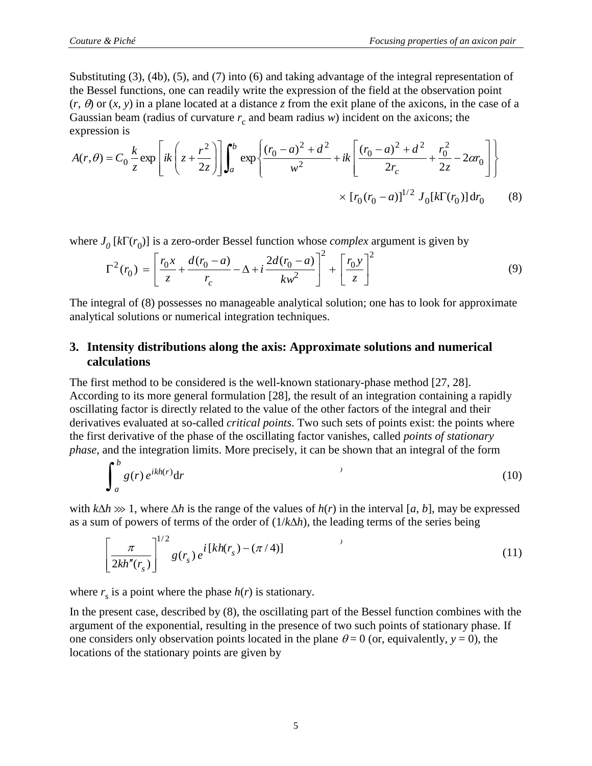Substituting (3), (4b), (5), and (7) into (6) and taking advantage of the integral representation of the Bessel functions, one can readily write the expression of the field at the observation point $(r, \theta)$ or $(x, y)$ in a plane located at a distance $z$ from the exit plane of the axicons, in the case of a Gaussian beam (radius of curvature $r_c$ and beam radius $w$) incident on the axicons; the expression is

$$A(r,\theta) = C_0 \frac{k}{z} \exp\left[ ik\left( z + \frac{r^2}{2z} \right) \right] \int_a^b \exp\left\{ \frac{(r_0 - a)^2 + d^2}{w^2} + ik\left[ \frac{(r_0 - a)^2 + d^2}{2r_c} + \frac{r_0^2}{2z} - 2\alpha r_0 \right] \right\}$$

$$\times [r_0(r_0 - a)]^{1/2} \, J_0[k\Gamma(r_0)]\,\mathrm{d}r_0 \qquad (8)$$

where $J_0\,[k\Gamma(r_0)]$ is a zero-order Bessel function whose *complex* argument is given by

$$\Gamma^2(r_0) = \left[ \frac{r_0 x}{z} + \frac{d(r_0 - a)}{r_c} - \Delta + i\,\frac{2d(r_0 - a)}{kw^2} \right]^2 + \left[ \frac{r_0 y}{z} \right]^2 \qquad (9)$$

The integral of (8) possesses no manageable analytical solution; one has to look for approximate analytical solutions or numerical integration techniques.

## 3. Intensity distributions along the axis: Approximate solutions and numerical calculations

The first method to be considered is the well-known stationary-phase method [27, 28]. According to its more general formulation [28], the result of an integration containing a rapidly oscillating factor is directly related to the value of the other factors of the integral and their derivatives evaluated at so-called *critical points*. Two such sets of points exist: the points where the first derivative of the phase of the oscillating factor vanishes, called *points of stationary phase*, and the integration limits. More precisely, it can be shown that an integral of the form

$$\int_a^b g(r)\, e^{ikh(r)} \mathrm{d}r \qquad (10)$$

with $k\Delta h \ggg 1$, where $\Delta h$ is the range of the values of $h(r)$ in the interval $[a, b]$, may be expressed as a sum of powers of terms of the order of $(1/k\Delta h)$, the leading terms of the series being

$$\left[ \frac{\pi}{2kh''(r_s)} \right]^{1/2} g(r_s)\, e^{i\,[kh(r_s) - (\pi/4)]} \qquad (11)$$

where $r_s$ is a point where the phase $h(r)$ is stationary.

In the present case, described by (8), the oscillating part of the Bessel function combines with the argument of the exponential, resulting in the presence of two such points of stationary phase. If one considers only observation points located in the plane $\theta = 0$ (or, equivalently, $y = 0$), the locations of the stationary points are given by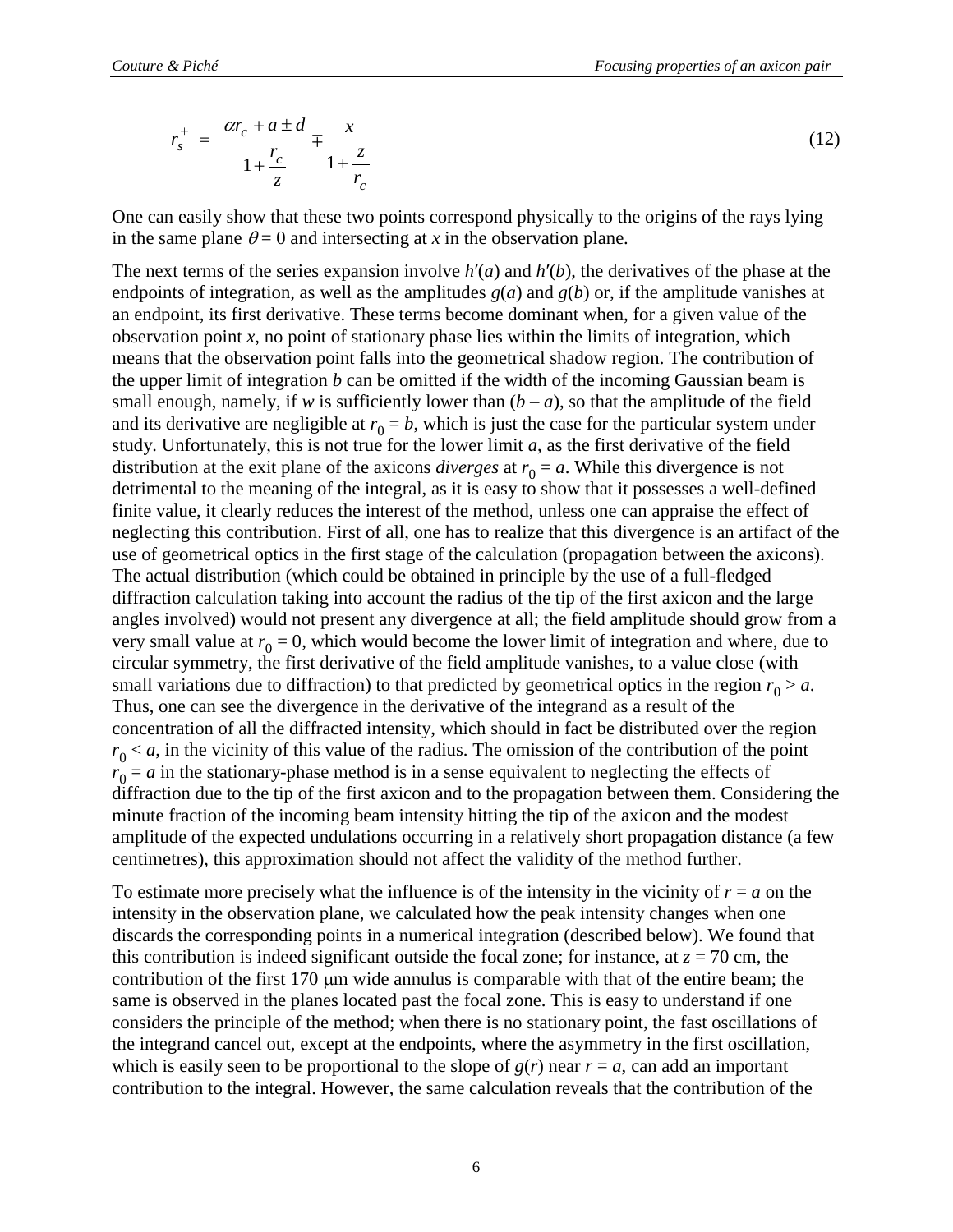$$r_s^{\pm} = \frac{\alpha r_c + a \pm d}{1 + \dfrac{r_c}{z}} \mp \frac{x}{1 + \dfrac{z}{r_c}} \tag{12}$$

One can easily show that these two points correspond physically to the origins of the rays lying in the same plane $\theta = 0$ and intersecting at $x$ in the observation plane.

The next terms of the series expansion involve $h'(a)$ and $h'(b)$, the derivatives of the phase at the endpoints of integration, as well as the amplitudes $g(a)$ and $g(b)$ or, if the amplitude vanishes at an endpoint, its first derivative. These terms become dominant when, for a given value of the observation point $x$, no point of stationary phase lies within the limits of integration, which means that the observation point falls into the geometrical shadow region. The contribution of the upper limit of integration $b$ can be omitted if the width of the incoming Gaussian beam is small enough, namely, if $w$ is sufficiently lower than $(b - a)$, so that the amplitude of the field and its derivative are negligible at $r_0 = b$, which is just the case for the particular system under study. Unfortunately, this is not true for the lower limit $a$, as the first derivative of the field distribution at the exit plane of the axicons *diverges* at $r_0 = a$. While this divergence is not detrimental to the meaning of the integral, as it is easy to show that it possesses a well-defined finite value, it clearly reduces the interest of the method, unless one can appraise the effect of neglecting this contribution. First of all, one has to realize that this divergence is an artifact of the use of geometrical optics in the first stage of the calculation (propagation between the axicons). The actual distribution (which could be obtained in principle by the use of a full-fledged diffraction calculation taking into account the radius of the tip of the first axicon and the large angles involved) would not present any divergence at all; the field amplitude should grow from a very small value at $r_0 = 0$, which would become the lower limit of integration and where, due to circular symmetry, the first derivative of the field amplitude vanishes, to a value close (with small variations due to diffraction) to that predicted by geometrical optics in the region $r_0 > a$. Thus, one can see the divergence in the derivative of the integrand as a result of the concentration of all the diffracted intensity, which should in fact be distributed over the region $r_0 < a$, in the vicinity of this value of the radius. The omission of the contribution of the point $r_0 = a$ in the stationary-phase method is in a sense equivalent to neglecting the effects of diffraction due to the tip of the first axicon and to the propagation between them. Considering the minute fraction of the incoming beam intensity hitting the tip of the axicon and the modest amplitude of the expected undulations occurring in a relatively short propagation distance (a few centimetres), this approximation should not affect the validity of the method further.

To estimate more precisely what the influence is of the intensity in the vicinity of $r = a$ on the intensity in the observation plane, we calculated how the peak intensity changes when one discards the corresponding points in a numerical integration (described below). We found that this contribution is indeed significant outside the focal zone; for instance, at $z = 70$ cm, the contribution of the first 170 μm wide annulus is comparable with that of the entire beam; the same is observed in the planes located past the focal zone. This is easy to understand if one considers the principle of the method; when there is no stationary point, the fast oscillations of the integrand cancel out, except at the endpoints, where the asymmetry in the first oscillation, which is easily seen to be proportional to the slope of $g(r)$ near $r = a$, can add an important contribution to the integral. However, the same calculation reveals that the contribution of the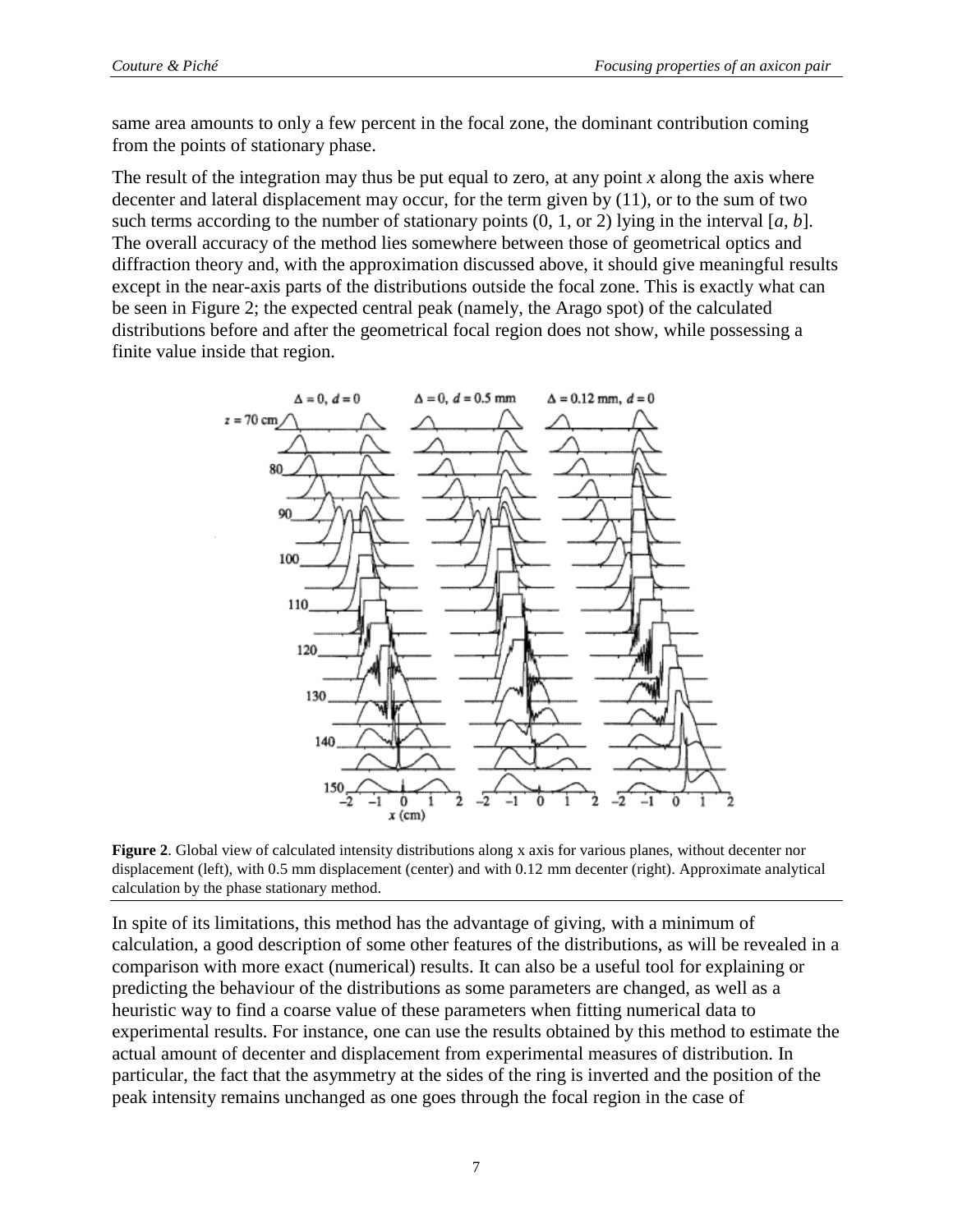same area amounts to only a few percent in the focal zone, the dominant contribution coming from the points of stationary phase.

The result of the integration may thus be put equal to zero, at any point $x$ along the axis where decenter and lateral displacement may occur, for the term given by (11), or to the sum of two such terms according to the number of stationary points (0, 1, or 2) lying in the interval $[a, b]$. The overall accuracy of the method lies somewhere between those of geometrical optics and diffraction theory and, with the approximation discussed above, it should give meaningful results except in the near-axis parts of the distributions outside the focal zone. This is exactly what can be seen in Figure 2; the expected central peak (namely, the Arago spot) of the calculated distributions before and after the geometrical focal region does not show, while possessing a finite value inside that region.

**Figure 2**. Global view of calculated intensity distributions along x axis for various planes, without decenter nor displacement (left), with 0.5 mm displacement (center) and with 0.12 mm decenter (right). Approximate analytical calculation by the phase stationary method.

In spite of its limitations, this method has the advantage of giving, with a minimum of calculation, a good description of some other features of the distributions, as will be revealed in a comparison with more exact (numerical) results. It can also be a useful tool for explaining or predicting the behaviour of the distributions as some parameters are changed, as well as a heuristic way to find a coarse value of these parameters when fitting numerical data to experimental results. For instance, one can use the results obtained by this method to estimate the actual amount of decenter and displacement from experimental measures of distribution. In particular, the fact that the asymmetry at the sides of the ring is inverted and the position of the peak intensity remains unchanged as one goes through the focal region in the case of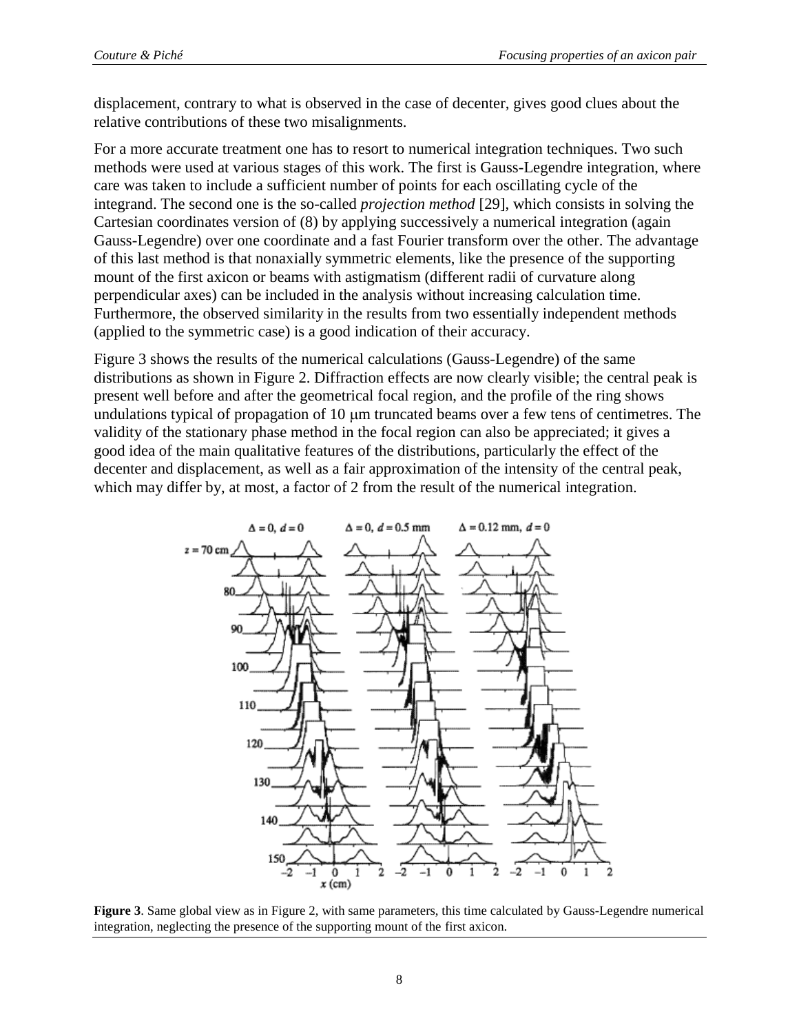displacement, contrary to what is observed in the case of decenter, gives good clues about the relative contributions of these two misalignments.

For a more accurate treatment one has to resort to numerical integration techniques. Two such methods were used at various stages of this work. The first is Gauss-Legendre integration, where care was taken to include a sufficient number of points for each oscillating cycle of the integrand. The second one is the so-called *projection method* [29], which consists in solving the Cartesian coordinates version of (8) by applying successively a numerical integration (again Gauss-Legendre) over one coordinate and a fast Fourier transform over the other. The advantage of this last method is that nonaxially symmetric elements, like the presence of the supporting mount of the first axicon or beams with astigmatism (different radii of curvature along perpendicular axes) can be included in the analysis without increasing calculation time. Furthermore, the observed similarity in the results from two essentially independent methods (applied to the symmetric case) is a good indication of their accuracy.

Figure 3 shows the results of the numerical calculations (Gauss-Legendre) of the same distributions as shown in Figure 2. Diffraction effects are now clearly visible; the central peak is present well before and after the geometrical focal region, and the profile of the ring shows undulations typical of propagation of 10 μm truncated beams over a few tens of centimetres. The validity of the stationary phase method in the focal region can also be appreciated; it gives a good idea of the main qualitative features of the distributions, particularly the effect of the decenter and displacement, as well as a fair approximation of the intensity of the central peak, which may differ by, at most, a factor of 2 from the result of the numerical integration.

**Figure 3**. Same global view as in Figure 2, with same parameters, this time calculated by Gauss-Legendre numerical integration, neglecting the presence of the supporting mount of the first axicon.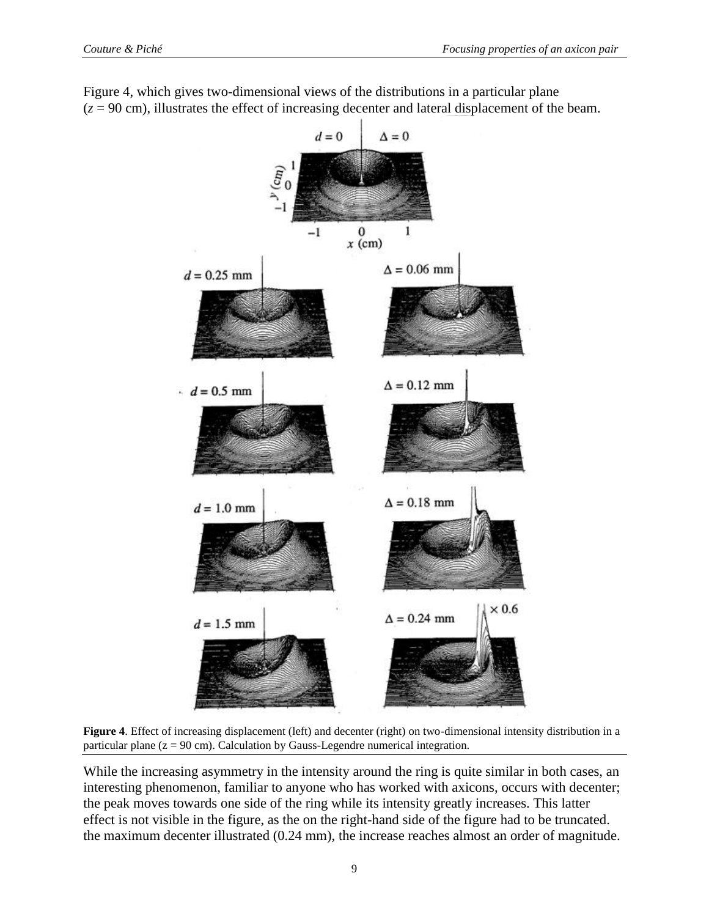Figure 4, which gives two-dimensional views of the distributions in a particular plane ($z = 90$ cm), illustrates the effect of increasing decenter and lateral displacement of the beam.

**Figure 4**. Effect of increasing displacement (left) and decenter (right) on two-dimensional intensity distribution in a particular plane ($z = 90$ cm). Calculation by Gauss-Legendre numerical integration.

While the increasing asymmetry in the intensity around the ring is quite similar in both cases, an interesting phenomenon, familiar to anyone who has worked with axicons, occurs with decenter; the peak moves towards one side of the ring while its intensity greatly increases. This latter effect is not visible in the figure, as the on the right-hand side of the figure had to be truncated. the maximum decenter illustrated (0.24 mm), the increase reaches almost an order of magnitude.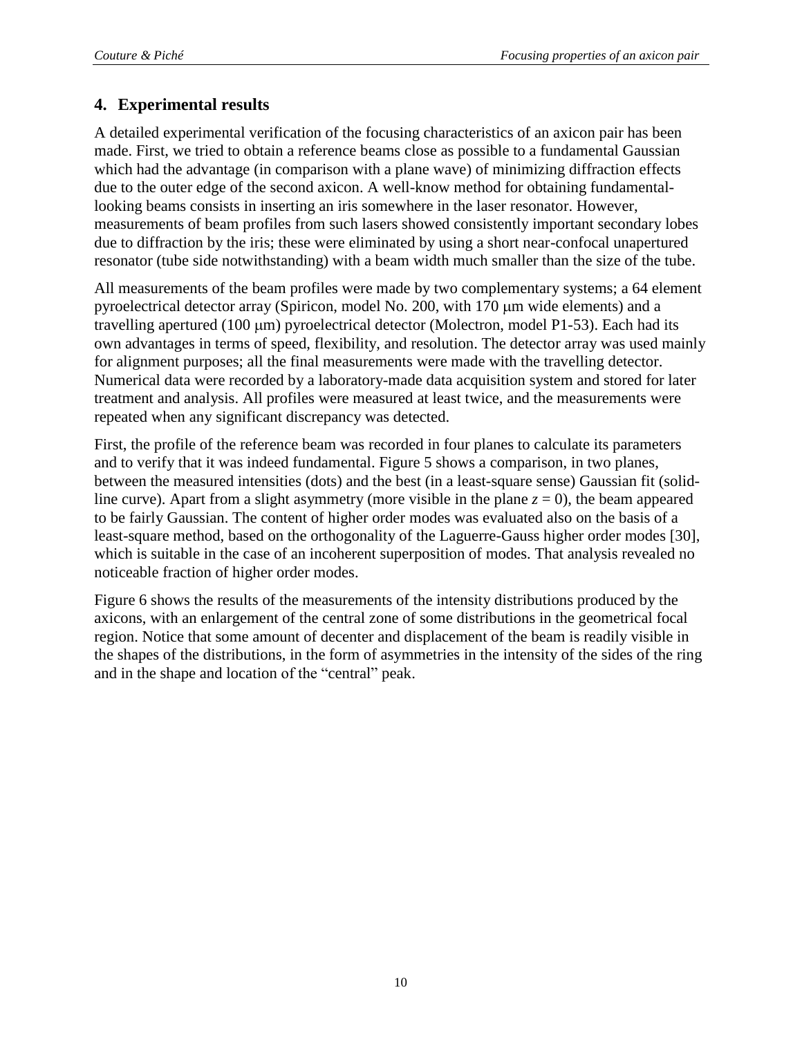## 4. Experimental results

A detailed experimental verification of the focusing characteristics of an axicon pair has been made. First, we tried to obtain a reference beams close as possible to a fundamental Gaussian which had the advantage (in comparison with a plane wave) of minimizing diffraction effects due to the outer edge of the second axicon. A well-know method for obtaining fundamental-looking beams consists in inserting an iris somewhere in the laser resonator. However, measurements of beam profiles from such lasers showed consistently important secondary lobes due to diffraction by the iris; these were eliminated by using a short near-confocal unapertured resonator (tube side notwithstanding) with a beam width much smaller than the size of the tube.

All measurements of the beam profiles were made by two complementary systems; a 64 element pyroelectrical detector array (Spiricon, model No. 200, with 170 μm wide elements) and a travelling apertured (100 μm) pyroelectrical detector (Molectron, model P1-53). Each had its own advantages in terms of speed, flexibility, and resolution. The detector array was used mainly for alignment purposes; all the final measurements were made with the travelling detector. Numerical data were recorded by a laboratory-made data acquisition system and stored for later treatment and analysis. All profiles were measured at least twice, and the measurements were repeated when any significant discrepancy was detected.

First, the profile of the reference beam was recorded in four planes to calculate its parameters and to verify that it was indeed fundamental. Figure 5 shows a comparison, in two planes, between the measured intensities (dots) and the best (in a least-square sense) Gaussian fit (solid-line curve). Apart from a slight asymmetry (more visible in the plane $z = 0$), the beam appeared to be fairly Gaussian. The content of higher order modes was evaluated also on the basis of a least-square method, based on the orthogonality of the Laguerre-Gauss higher order modes [30], which is suitable in the case of an incoherent superposition of modes. That analysis revealed no noticeable fraction of higher order modes.

Figure 6 shows the results of the measurements of the intensity distributions produced by the axicons, with an enlargement of the central zone of some distributions in the geometrical focal region. Notice that some amount of decenter and displacement of the beam is readily visible in the shapes of the distributions, in the form of asymmetries in the intensity of the sides of the ring and in the shape and location of the "central" peak.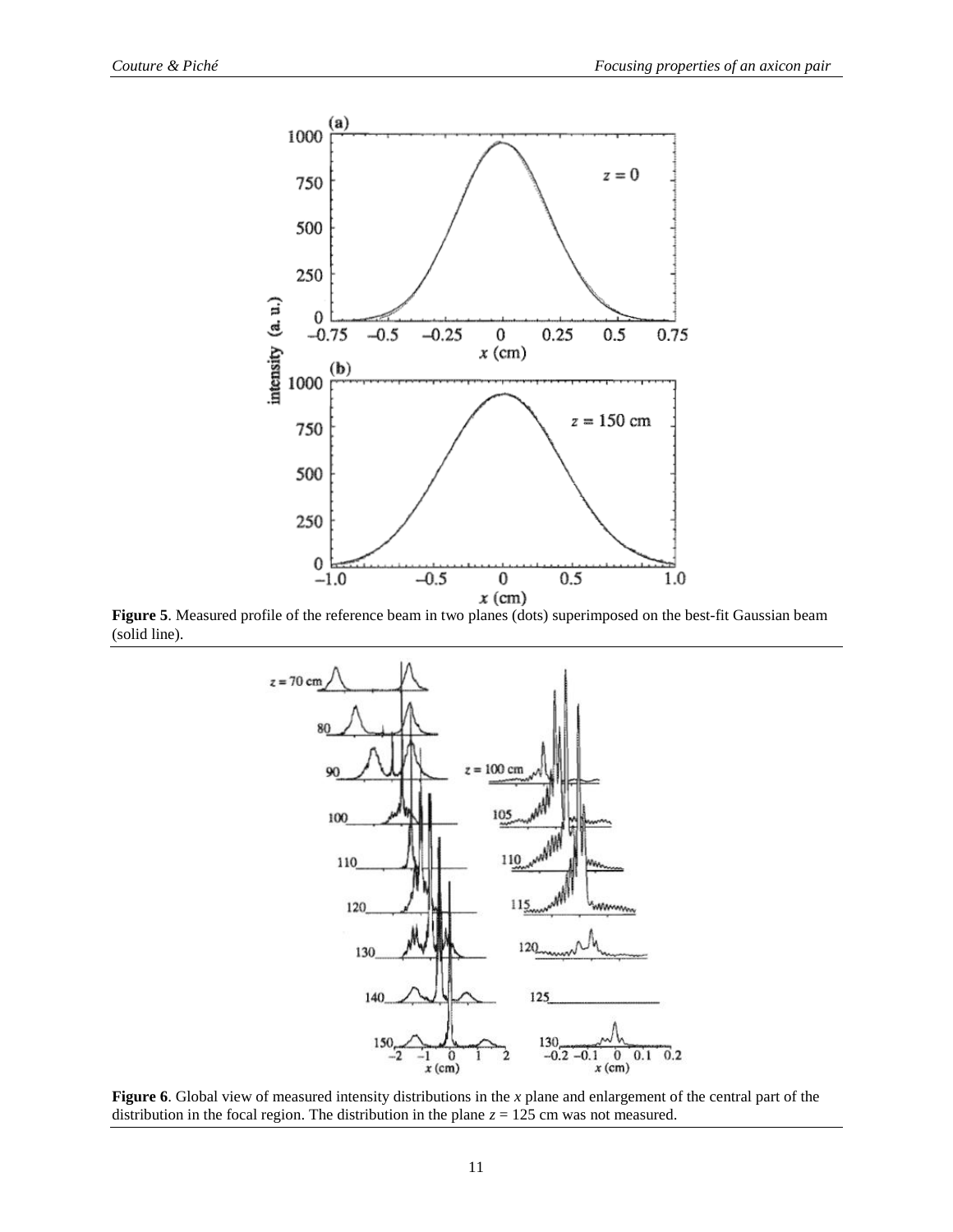**Figure 5**. Measured profile of the reference beam in two planes (dots) superimposed on the best-fit Gaussian beam (solid line).

**Figure 6**. Global view of measured intensity distributions in the *x* plane and enlargement of the central part of the distribution in the focal region. The distribution in the plane $z = 125$ cm was not measured.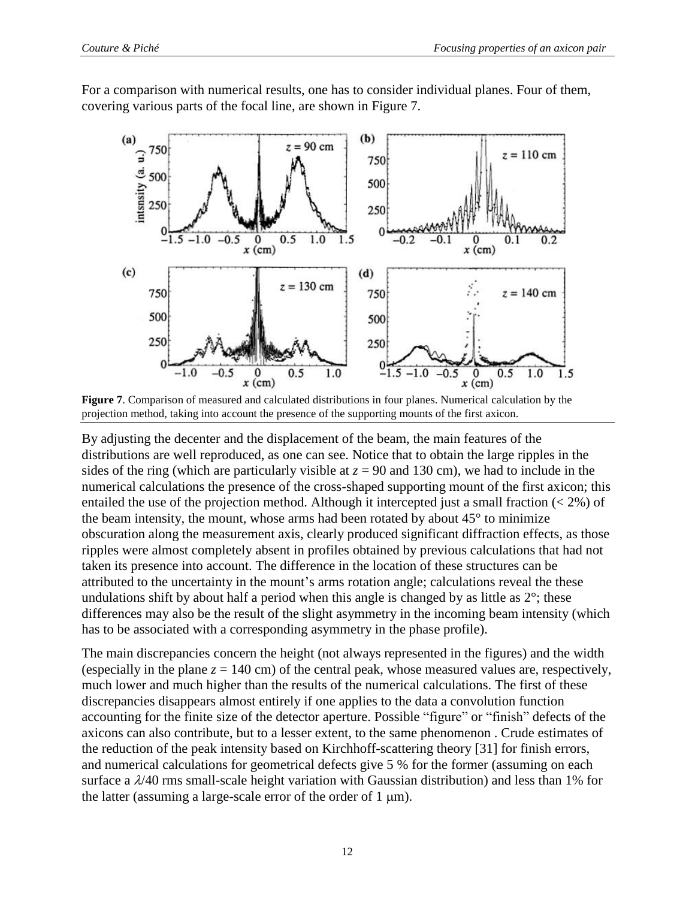For a comparison with numerical results, one has to consider individual planes. Four of them, covering various parts of the focal line, are shown in Figure 7.

**Figure 7**. Comparison of measured and calculated distributions in four planes. Numerical calculation by the projection method, taking into account the presence of the supporting mounts of the first axicon.

By adjusting the decenter and the displacement of the beam, the main features of the distributions are well reproduced, as one can see. Notice that to obtain the large ripples in the sides of the ring (which are particularly visible at $z = 90$ and 130 cm), we had to include in the numerical calculations the presence of the cross-shaped supporting mount of the first axicon; this entailed the use of the projection method. Although it intercepted just a small fraction (< 2%) of the beam intensity, the mount, whose arms had been rotated by about 45° to minimize obscuration along the measurement axis, clearly produced significant diffraction effects, as those ripples were almost completely absent in profiles obtained by previous calculations that had not taken its presence into account. The difference in the location of these structures can be attributed to the uncertainty in the mount's arms rotation angle; calculations reveal the these undulations shift by about half a period when this angle is changed by as little as 2°; these differences may also be the result of the slight asymmetry in the incoming beam intensity (which has to be associated with a corresponding asymmetry in the phase profile).

The main discrepancies concern the height (not always represented in the figures) and the width (especially in the plane $z = 140$ cm) of the central peak, whose measured values are, respectively, much lower and much higher than the results of the numerical calculations. The first of these discrepancies disappears almost entirely if one applies to the data a convolution function accounting for the finite size of the detector aperture. Possible "figure" or "finish" defects of the axicons can also contribute, but to a lesser extent, to the same phenomenon . Crude estimates of the reduction of the peak intensity based on Kirchhoff-scattering theory [31] for finish errors, and numerical calculations for geometrical defects give 5 % for the former (assuming on each surface a $\lambda/40$ rms small-scale height variation with Gaussian distribution) and less than 1% for the latter (assuming a large-scale error of the order of 1 $\mu$m).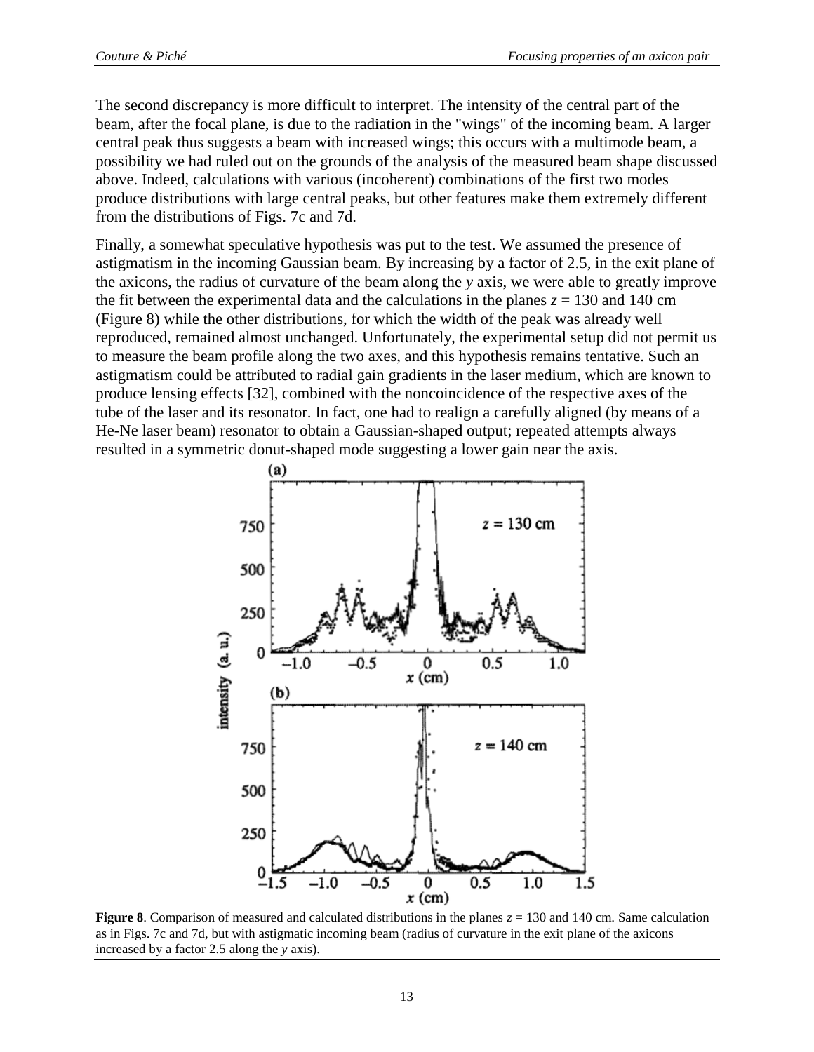The second discrepancy is more difficult to interpret. The intensity of the central part of the beam, after the focal plane, is due to the radiation in the "wings" of the incoming beam. A larger central peak thus suggests a beam with increased wings; this occurs with a multimode beam, a possibility we had ruled out on the grounds of the analysis of the measured beam shape discussed above. Indeed, calculations with various (incoherent) combinations of the first two modes produce distributions with large central peaks, but other features make them extremely different from the distributions of Figs. 7c and 7d.

Finally, a somewhat speculative hypothesis was put to the test. We assumed the presence of astigmatism in the incoming Gaussian beam. By increasing by a factor of 2.5, in the exit plane of the axicons, the radius of curvature of the beam along the $y$ axis, we were able to greatly improve the fit between the experimental data and the calculations in the planes $z = 130$ and 140 cm (Figure 8) while the other distributions, for which the width of the peak was already well reproduced, remained almost unchanged. Unfortunately, the experimental setup did not permit us to measure the beam profile along the two axes, and this hypothesis remains tentative. Such an astigmatism could be attributed to radial gain gradients in the laser medium, which are known to produce lensing effects [32], combined with the noncoincidence of the respective axes of the tube of the laser and its resonator. In fact, one had to realign a carefully aligned (by means of a He-Ne laser beam) resonator to obtain a Gaussian-shaped output; repeated attempts always resulted in a symmetric donut-shaped mode suggesting a lower gain near the axis.

**Figure 8**. Comparison of measured and calculated distributions in the planes $z = 130$ and 140 cm. Same calculation as in Figs. 7c and 7d, but with astigmatic incoming beam (radius of curvature in the exit plane of the axicons increased by a factor 2.5 along the $y$ axis).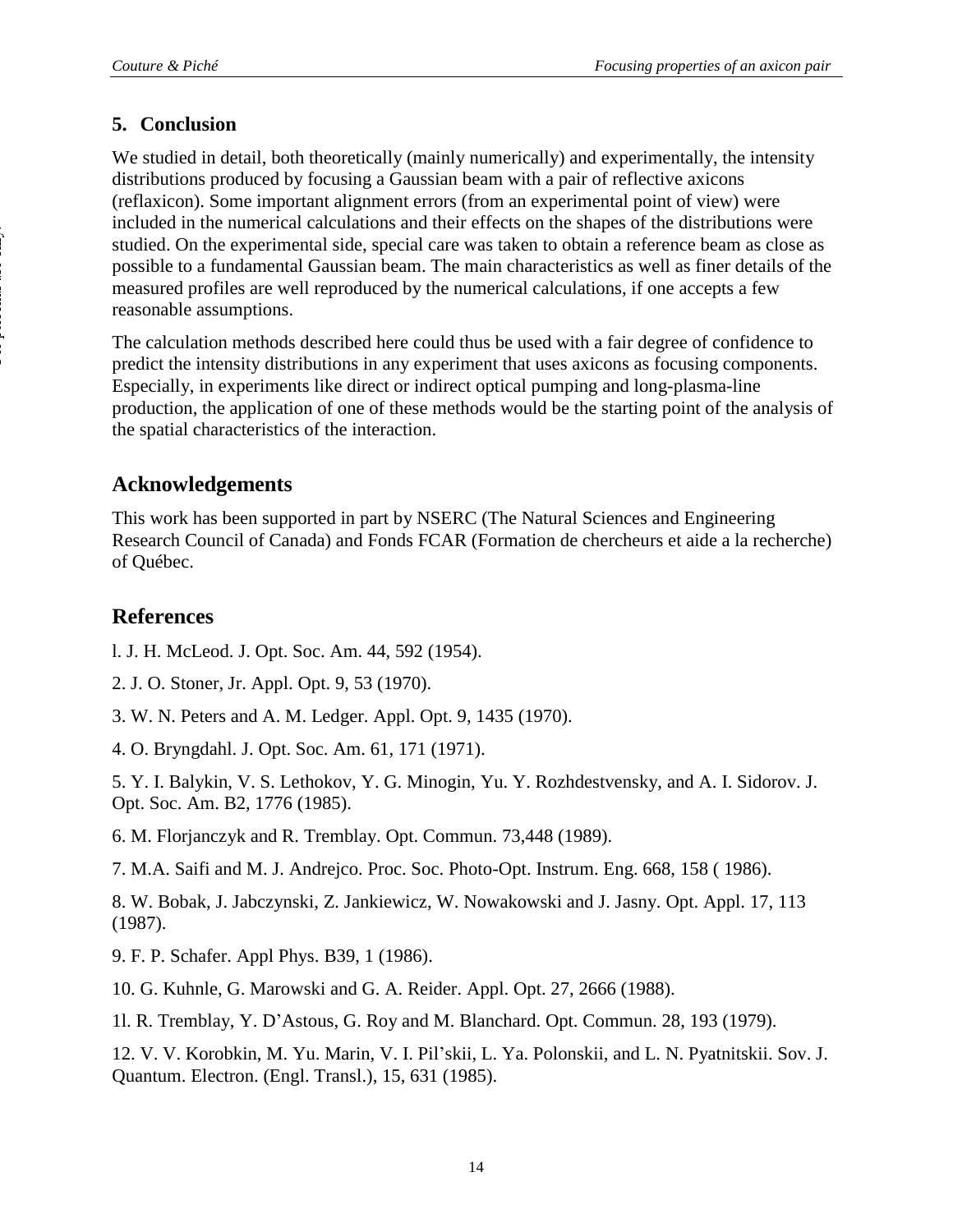## 5. Conclusion

We studied in detail, both theoretically (mainly numerically) and experimentally, the intensity distributions produced by focusing a Gaussian beam with a pair of reflective axicons (reflaxicon). Some important alignment errors (from an experimental point of view) were included in the numerical calculations and their effects on the shapes of the distributions were studied. On the experimental side, special care was taken to obtain a reference beam as close as possible to a fundamental Gaussian beam. The main characteristics as well as finer details of the measured profiles are well reproduced by the numerical calculations, if one accepts a few reasonable assumptions.

The calculation methods described here could thus be used with a fair degree of confidence to predict the intensity distributions in any experiment that uses axicons as focusing components. Especially, in experiments like direct or indirect optical pumping and long-plasma-line production, the application of one of these methods would be the starting point of the analysis of the spatial characteristics of the interaction.

## Acknowledgements

This work has been supported in part by NSERC (The Natural Sciences and Engineering Research Council of Canada) and Fonds FCAR (Formation de chercheurs et aide a la recherche) of Québec.

## References

l. J. H. McLeod. J. Opt. Soc. Am. 44, 592 (1954).

2. J. O. Stoner, Jr. Appl. Opt. 9, 53 (1970).

3. W. N. Peters and A. M. Ledger. Appl. Opt. 9, 1435 (1970).

4. O. Bryngdahl. J. Opt. Soc. Am. 61, 171 (1971).

5. Y. I. Balykin, V. S. Lethokov, Y. G. Minogin, Yu. Y. Rozhdestvensky, and A. I. Sidorov. J. Opt. Soc. Am. B2, 1776 (1985).

6. M. Florjanczyk and R. Tremblay. Opt. Commun. 73,448 (1989).

7. M.A. Saifi and M. J. Andrejco. Proc. Soc. Photo-Opt. Instrum. Eng. 668, 158 ( 1986).

8. W. Bobak, J. Jabczynski, Z. Jankiewicz, W. Nowakowski and J. Jasny. Opt. Appl. 17, 113 (1987).

9. F. P. Schafer. Appl Phys. B39, 1 (1986).

10. G. Kuhnle, G. Marowski and G. A. Reider. Appl. Opt. 27, 2666 (1988).

1l. R. Tremblay, Y. D'Astous, G. Roy and M. Blanchard. Opt. Commun. 28, 193 (1979).

12. V. V. Korobkin, M. Yu. Marin, V. I. Pil'skii, L. Ya. Polonskii, and L. N. Pyatnitskii. Sov. J. Quantum. Electron. (Engl. Transl.), 15, 631 (1985).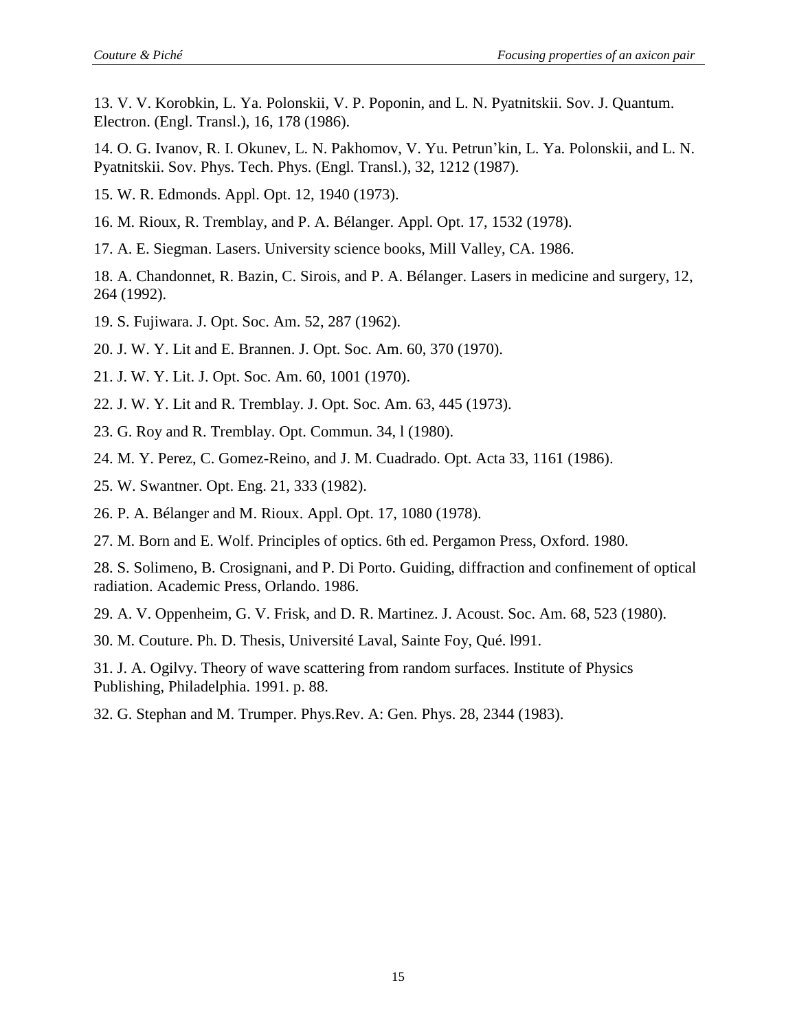13. V. V. Korobkin, L. Ya. Polonskii, V. P. Poponin, and L. N. Pyatnitskii. Sov. J. Quantum. Electron. (Engl. Transl.), 16, 178 (1986).

14. O. G. Ivanov, R. I. Okunev, L. N. Pakhomov, V. Yu. Petrun'kin, L. Ya. Polonskii, and L. N. Pyatnitskii. Sov. Phys. Tech. Phys. (Engl. Transl.), 32, 1212 (1987).

15. W. R. Edmonds. Appl. Opt. 12, 1940 (1973).

16. M. Rioux, R. Tremblay, and P. A. Bélanger. Appl. Opt. 17, 1532 (1978).

17. A. E. Siegman. Lasers. University science books, Mill Valley, CA. 1986.

18. A. Chandonnet, R. Bazin, C. Sirois, and P. A. Bélanger. Lasers in medicine and surgery, 12, 264 (1992).

19. S. Fujiwara. J. Opt. Soc. Am. 52, 287 (1962).

20. J. W. Y. Lit and E. Brannen. J. Opt. Soc. Am. 60, 370 (1970).

21. J. W. Y. Lit. J. Opt. Soc. Am. 60, 1001 (1970).

22. J. W. Y. Lit and R. Tremblay. J. Opt. Soc. Am. 63, 445 (1973).

23. G. Roy and R. Tremblay. Opt. Commun. 34, l (1980).

24. M. Y. Perez, C. Gomez-Reino, and J. M. Cuadrado. Opt. Acta 33, 1161 (1986).

25. W. Swantner. Opt. Eng. 21, 333 (1982).

26. P. A. Bélanger and M. Rioux. Appl. Opt. 17, 1080 (1978).

27. M. Born and E. Wolf. Principles of optics. 6th ed. Pergamon Press, Oxford. 1980.

28. S. Solimeno, B. Crosignani, and P. Di Porto. Guiding, diffraction and confinement of optical radiation. Academic Press, Orlando. 1986.

29. A. V. Oppenheim, G. V. Frisk, and D. R. Martinez. J. Acoust. Soc. Am. 68, 523 (1980).

30. M. Couture. Ph. D. Thesis, Université Laval, Sainte Foy, Qué. l991.

31. J. A. Ogilvy. Theory of wave scattering from random surfaces. Institute of Physics Publishing, Philadelphia. 1991. p. 88.

32. G. Stephan and M. Trumper. Phys.Rev. A: Gen. Phys. 28, 2344 (1983).